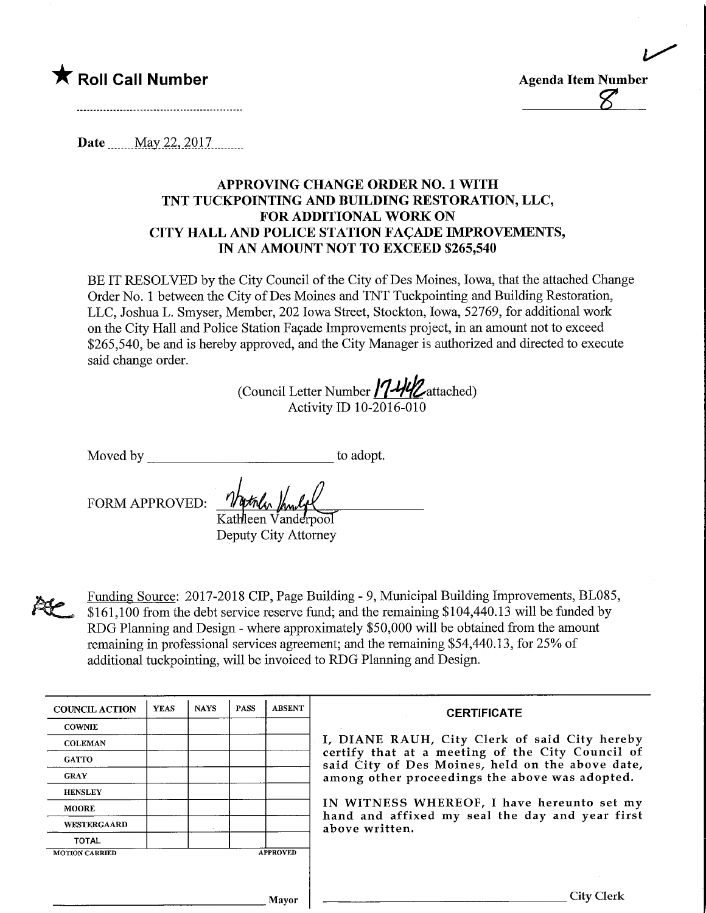★ **Roll Call Number**

**Agenda Item Number**
8

Date May 22, 2017

### APPROVING CHANGE ORDER NO. 1 WITH TNT TUCKPOINTING AND BUILDING RESTORATION, LLC, FOR ADDITIONAL WORK ON CITY HALL AND POLICE STATION FAÇADE IMPROVEMENTS, IN AN AMOUNT NOT TO EXCEED $265,540

BE IT RESOLVED by the City Council of the City of Des Moines, Iowa, that the attached Change Order No. 1 between the City of Des Moines and TNT Tuckpointing and Building Restoration, LLC, Joshua L. Smyser, Member, 202 Iowa Street, Stockton, Iowa, 52769, for additional work on the City Hall and Police Station Façade Improvements project, in an amount not to exceed $265,540, be and is hereby approved, and the City Manager is authorized and directed to execute said change order.

(Council Letter Number 17-442 attached)
Activity ID 10-2016-010

Moved by ______________________ to adopt.

FORM APPROVED: 
Kathleen Vanderpool
Deputy City Attorney

Funding Source: 2017-2018 CIP, Page Building - 9, Municipal Building Improvements, BL085, $161,100 from the debt service reserve fund; and the remaining $104,440.13 will be funded by RDG Planning and Design - where approximately $50,000 will be obtained from the amount remaining in professional services agreement; and the remaining $54,440.13, for 25% of additional tuckpointing, will be invoiced to RDG Planning and Design.

| COUNCIL ACTION | YEAS | NAYS | PASS | ABSENT |
|---|---|---|---|---|
| COWNIE | | | | |
| COLEMAN | | | | |
| GATTO | | | | |
| GRAY | | | | |
| HENSLEY | | | | |
| MOORE | | | | |
| WESTERGAARD | | | | |
| TOTAL | | | | |
| MOTION CARRIED | | | | APPROVED |

______________________ Mayor

**CERTIFICATE**

I, DIANE RAUH, City Clerk of said City hereby certify that at a meeting of the City Council of said City of Des Moines, held on the above date, among other proceedings the above was adopted.

IN WITNESS WHEREOF, I have hereunto set my hand and affixed my seal the day and year first above written.

______________________ City Clerk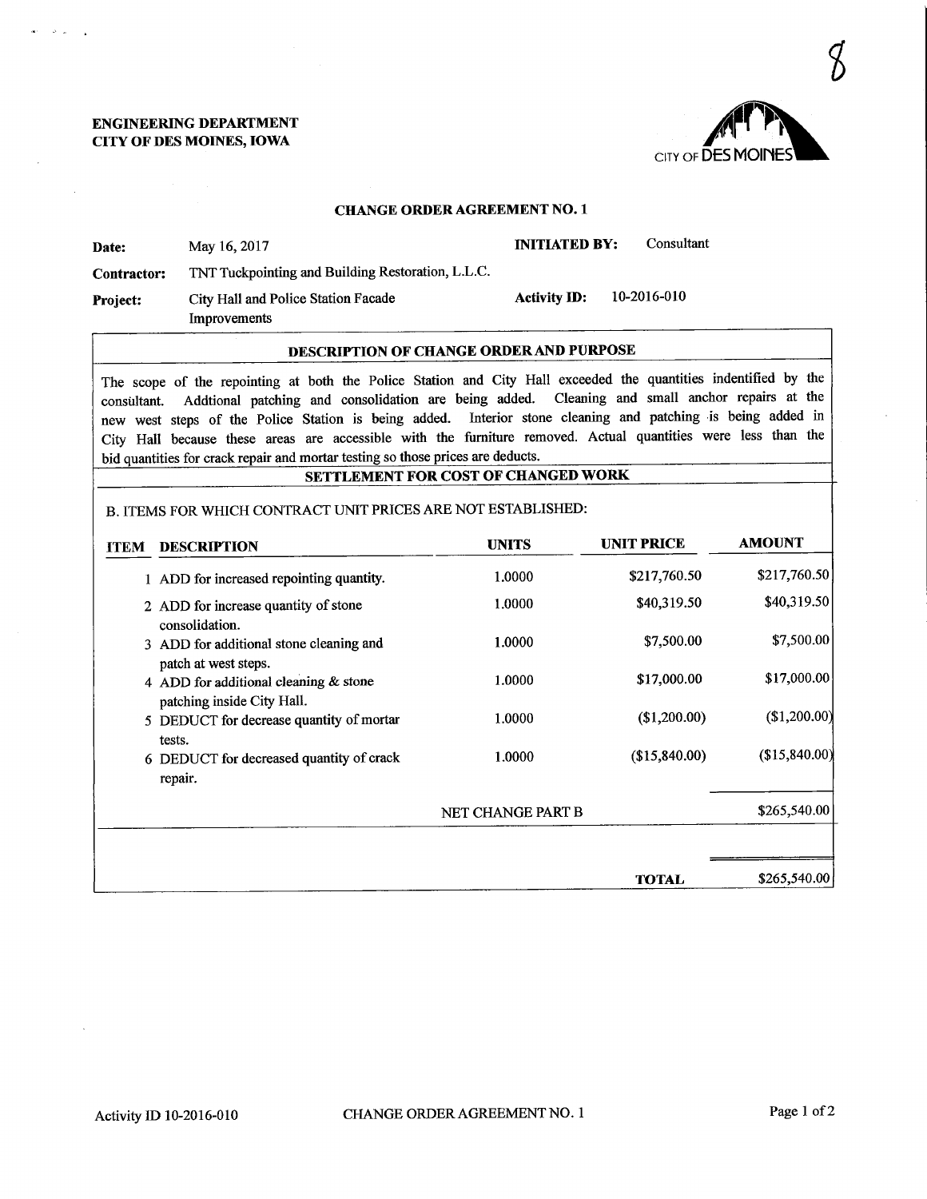8

**ENGINEERING DEPARTMENT**
**CITY OF DES MOINES, IOWA**

CITY OF DES MOINES

## CHANGE ORDER AGREEMENT NO. 1

| | | | |
|---|---|---|---|
| **Date:** | May 16, 2017 | **INITIATED BY:** | Consultant |
| **Contractor:** | TNT Tuckpointing and Building Restoration, L.L.C. | | |
| **Project:** | City Hall and Police Station Facade Improvements | **Activity ID:** | 10-2016-010 |

### DESCRIPTION OF CHANGE ORDER AND PURPOSE

The scope of the repointing at both the Police Station and City Hall exceeded the quantities indentified by the consultant. Addtional patching and consolidation are being added. Cleaning and small anchor repairs at the new west steps of the Police Station is being added. Interior stone cleaning and patching is being added in City Hall because these areas are accessible with the furniture removed. Actual quantities were less than the bid quantities for crack repair and mortar testing so those prices are deducts.

### SETTLEMENT FOR COST OF CHANGED WORK

B. ITEMS FOR WHICH CONTRACT UNIT PRICES ARE NOT ESTABLISHED:

| ITEM | DESCRIPTION | UNITS | UNIT PRICE | AMOUNT |
|---|---|---|---|---|
| 1 | ADD for increased repointing quantity. | 1.0000 | $217,760.50 | $217,760.50 |
| 2 | ADD for increase quantity of stone consolidation. | 1.0000 | $40,319.50 | $40,319.50 |
| 3 | ADD for additional stone cleaning and patch at west steps. | 1.0000 | $7,500.00 | $7,500.00 |
| 4 | ADD for additional cleaning & stone patching inside City Hall. | 1.0000 | $17,000.00 | $17,000.00 |
| 5 | DEDUCT for decrease quantity of mortar tests. | 1.0000 | ($1,200.00) | ($1,200.00) |
| 6 | DEDUCT for decreased quantity of crack repair. | 1.0000 | ($15,840.00) | ($15,840.00) |
| | | NET CHANGE PART B | | $265,540.00 |
| | | | **TOTAL** | $265,540.00 |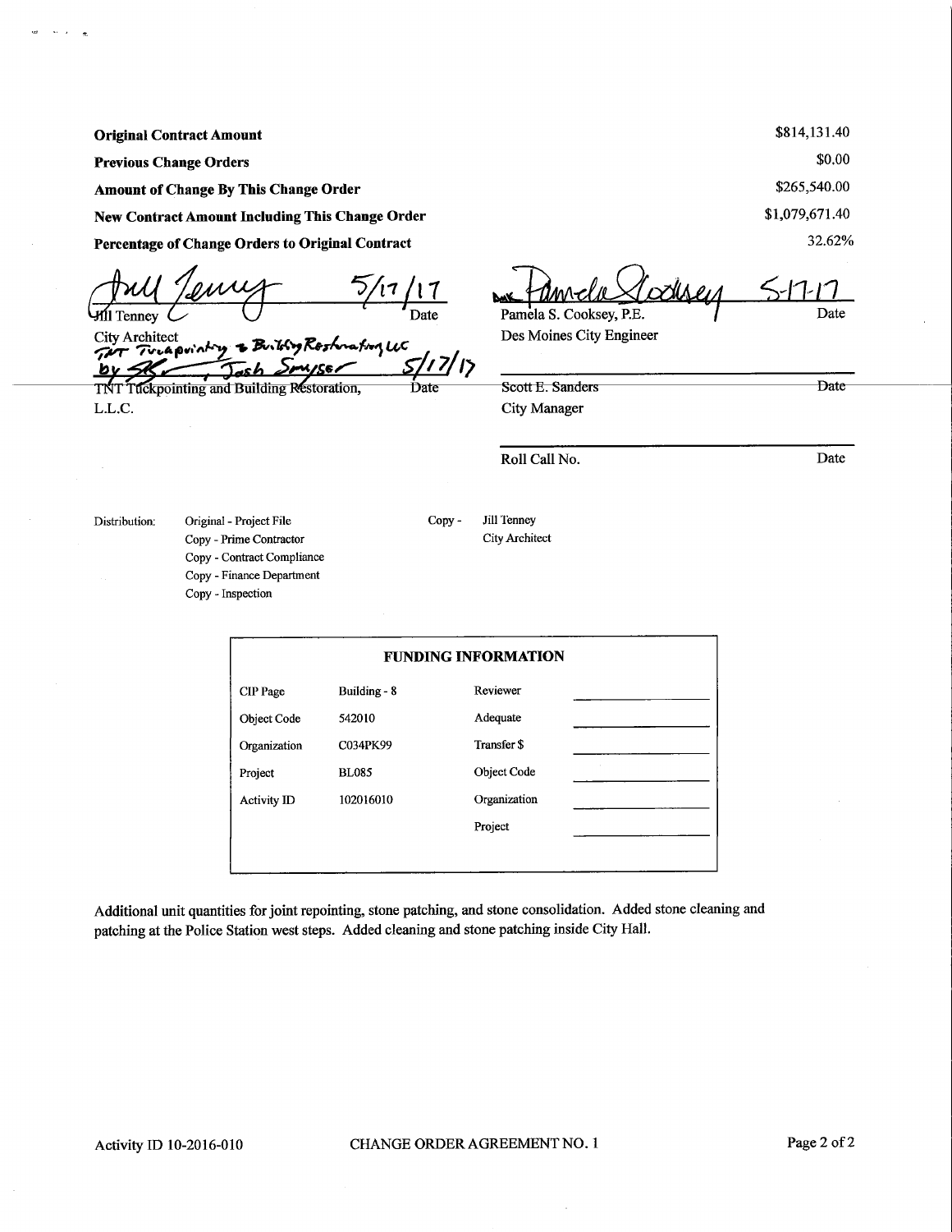| | |
|---|---|
| **Original Contract Amount** | $814,131.40 |
| **Previous Change Orders** | $0.00 |
| **Amount of Change By This Change Order** | $265,540.00 |
| **New Contract Amount Including This Change Order** | $1,079,671.40 |
| **Percentage of Change Orders to Original Contract** | 32.62% |

Jill Tenney 5/17/17
Jill Tenney — Date
City Architect

Pamela S. Cooksey 5-17-17
Pamela S. Cooksey, P.E. — Date
Des Moines City Engineer

TNT Tuckpointing & Building Restoration LLC
by Josh Smyser 5/17/17
TNT Tuckpointing and Building Restoration, L.L.C. — Date

~~Scott E. Sanders~~ — ~~Date~~
City Manager

Roll Call No. — Date

Distribution:
- Original - Project File
- Copy - Prime Contractor
- Copy - Contract Compliance
- Copy - Finance Department
- Copy - Inspection

Copy - Jill Tenney, City Architect

**FUNDING INFORMATION**

| | | | |
|---|---|---|---|
| CIP Page | Building - 8 | Reviewer | |
| Object Code | 542010 | Adequate | |
| Organization | C034PK99 | Transfer $ | |
| Project | BL085 | Object Code | |
| Activity ID | 102016010 | Organization | |
| | | Project | |

Additional unit quantities for joint repointing, stone patching, and stone consolidation. Added stone cleaning and patching at the Police Station west steps. Added cleaning and stone patching inside City Hall.

Activity ID 10-2016-010 CHANGE ORDER AGREEMENT NO. 1